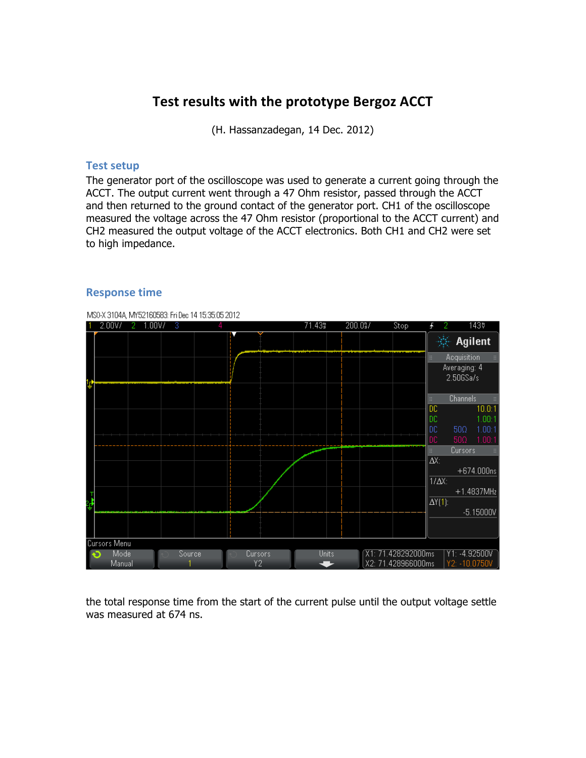# Test results with the prototype Bergoz ACCT

(H. Hassanzadegan, 14 Dec. 2012)

## Test setup

The generator port of the oscilloscope was used to generate a current going through the ACCT. The output current went through a 47 Ohm resistor, passed through the ACCT and then returned to the ground contact of the generator port. CH1 of the oscilloscope measured the voltage across the 47 Ohm resistor (proportional to the ACCT current) and CH2 measured the output voltage of the ACCT electronics. Both CH1 and CH2 were set to high impedance.

## Response time

the total response time from the start of the current pulse until the output voltage settle was measured at 674 ns.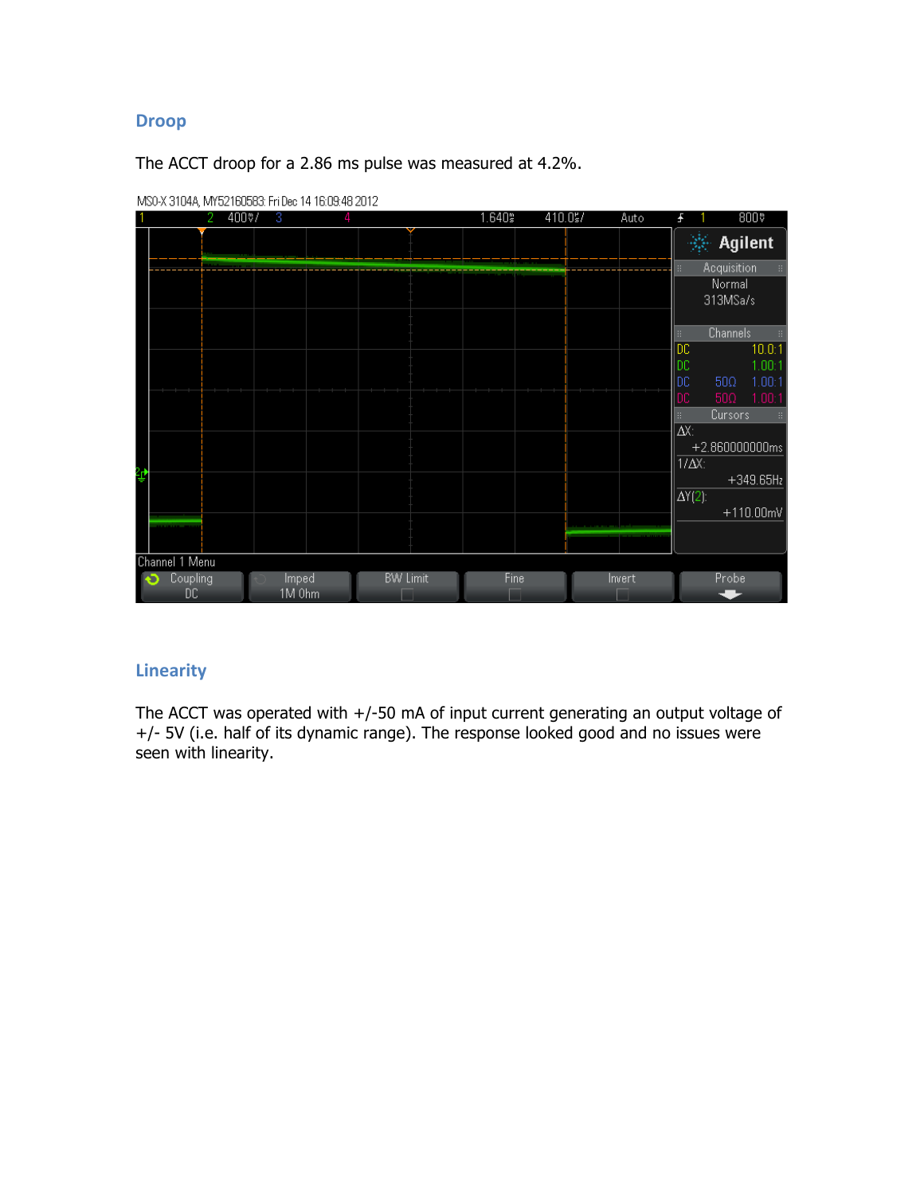## Droop

The ACCT droop for a 2.86 ms pulse was measured at 4.2%.

## Linearity

The ACCT was operated with +/-50 mA of input current generating an output voltage of +/- 5V (i.e. half of its dynamic range). The response looked good and no issues were seen with linearity.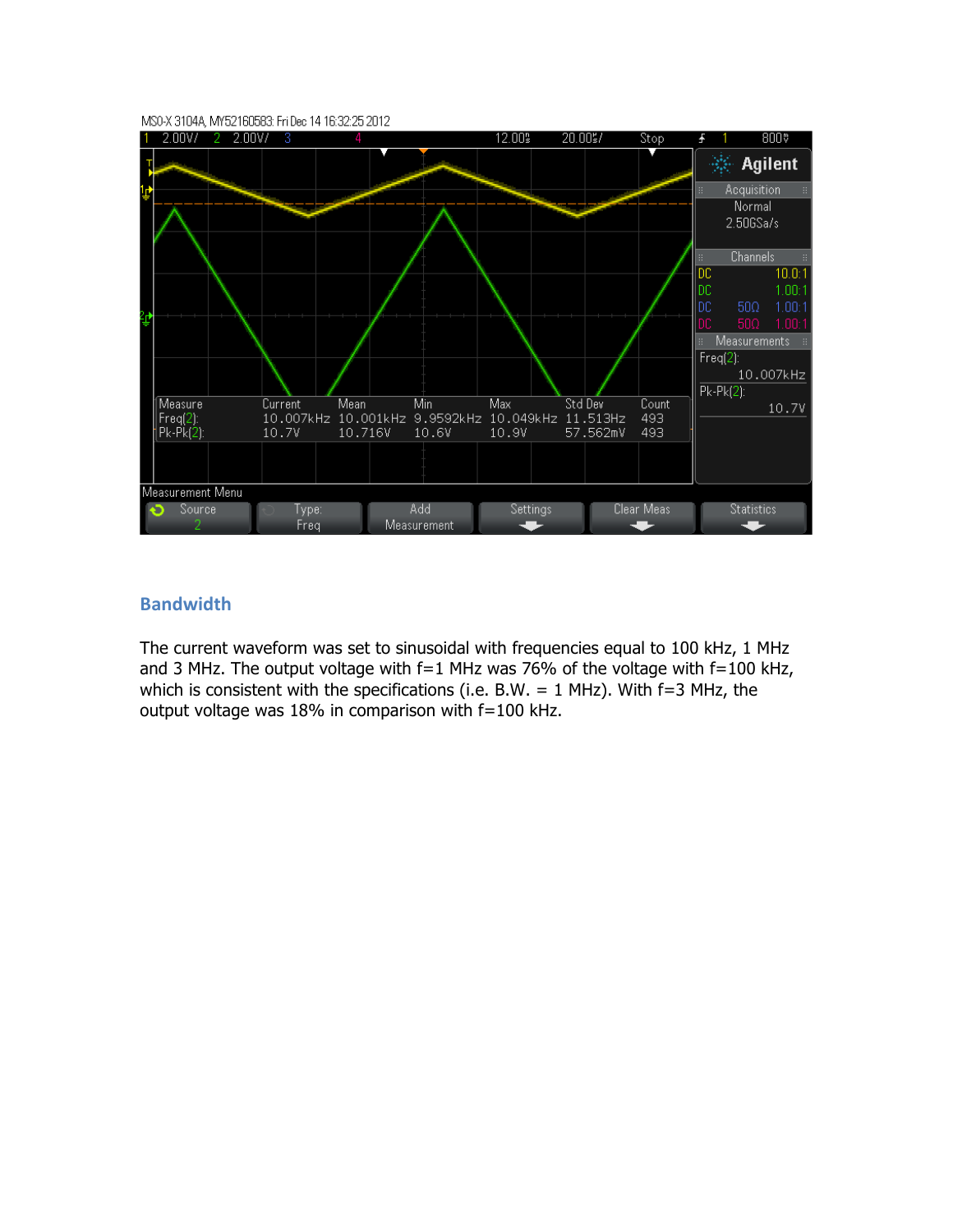## Bandwidth

The current waveform was set to sinusoidal with frequencies equal to 100 kHz, 1 MHz and 3 MHz. The output voltage with f=1 MHz was 76% of the voltage with f=100 kHz, which is consistent with the specifications (i.e. B.W. = 1 MHz). With f=3 MHz, the output voltage was 18% in comparison with f=100 kHz.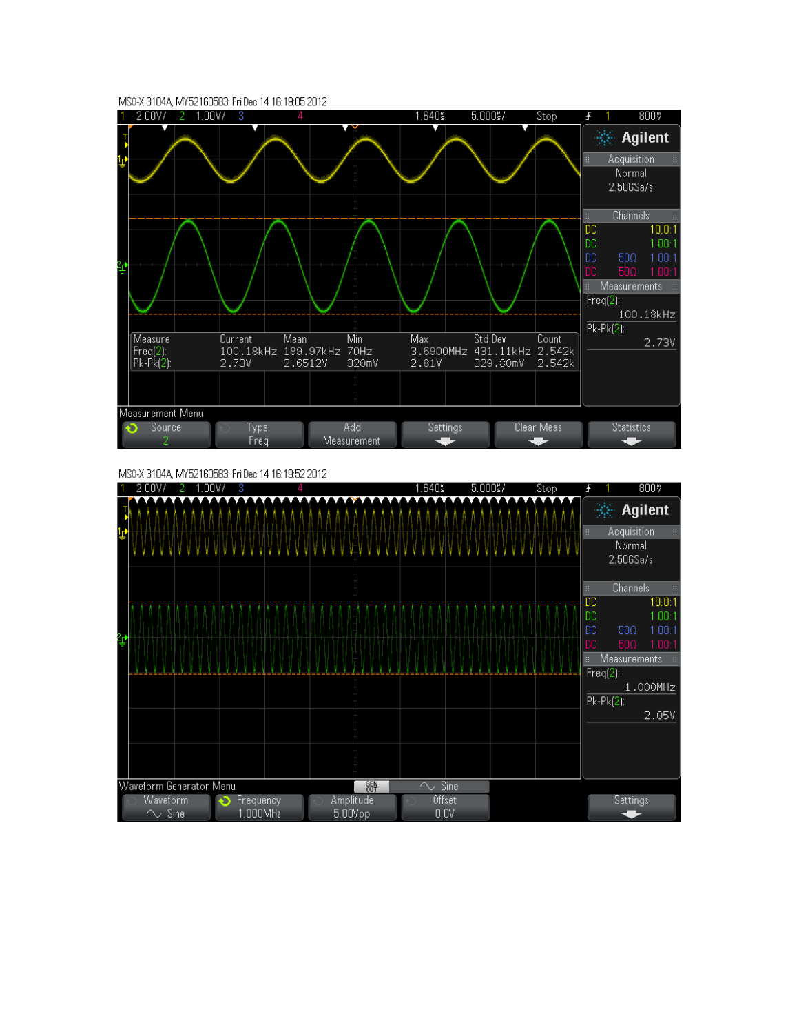MSO-X 3104A, MY52160583: Fri Dec 14 16:19:05 2012

| Measure | Current | Mean | Min | Max | Std Dev | Count |
|---|---|---|---|---|---|---|
| Freq(2): | 100.18kHz | 189.97kHz | 70Hz | 3.6900MHz | 431.11kHz | 2.542k |
| Pk-Pk(2): | 2.73V | 2.6512V | 320mV | 2.81V | 329.80mV | 2.542k |

Measurement Menu

MSO-X 3104A, MY52160583: Fri Dec 14 16:19:52 2012

Waveform Generator Menu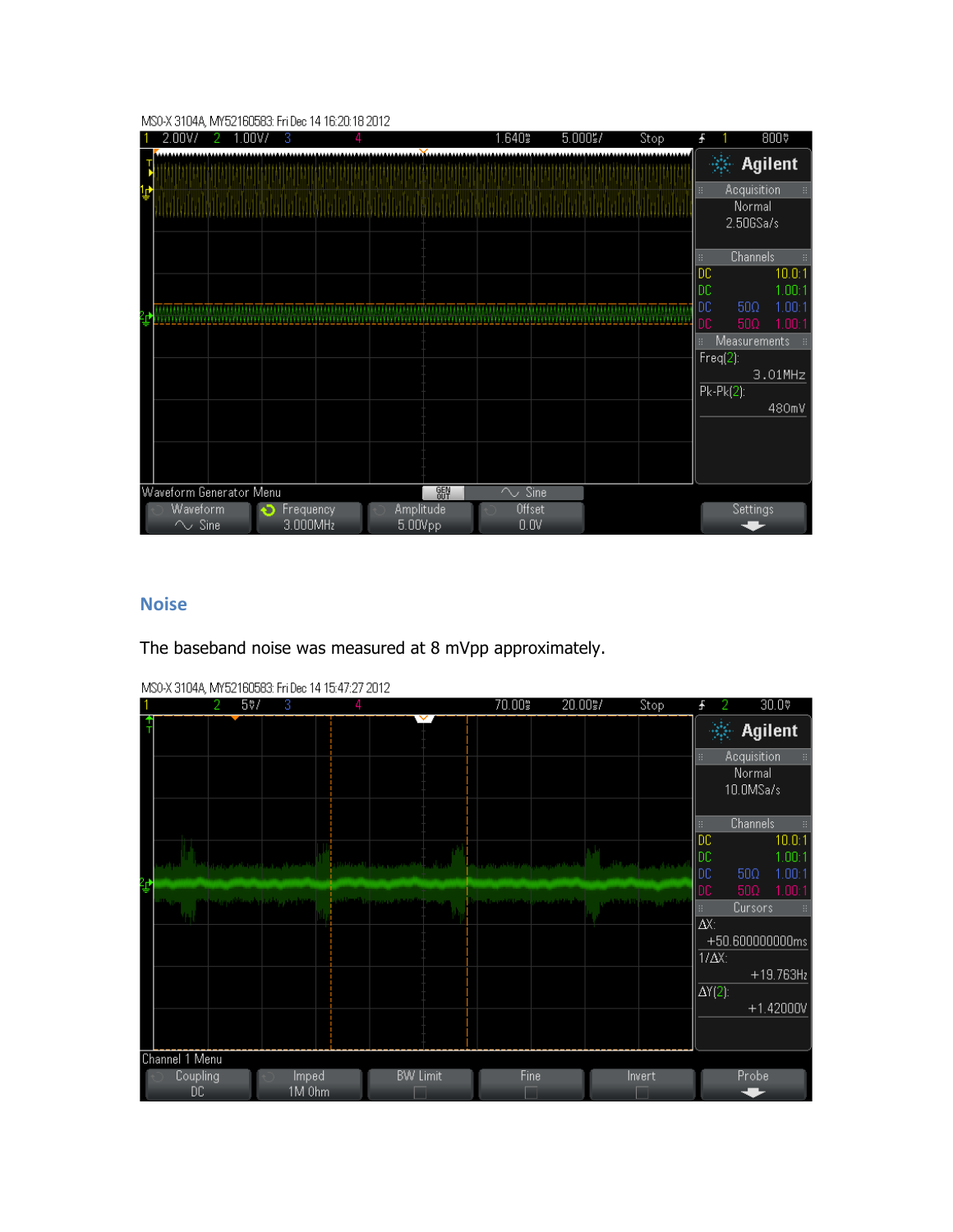## Noise

The baseband noise was measured at 8 mVpp approximately.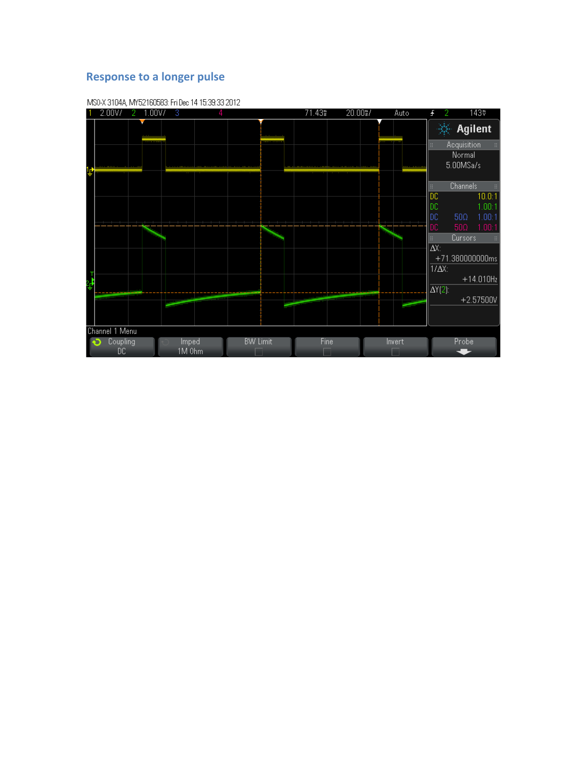## Response to a longer pulse

MSO-X 3104A, MY52160583: Fri Dec 14 15:39:33 2012

1 2.00V/ 2 1.00V/ 3 4 71.43ms 20.00ms/ Auto 2 143mV

Agilent

Acquisition
Normal
5.00MSa/s

Channels
DC 10.0:1
DC 1.00:1
DC 50Ω 1.00:1
DC 50Ω 1.00:1

Cursors
ΔX:
+71.380000000ms
1/ΔX:
+14.010Hz
ΔY(2):
+2.57500V

Channel 1 Menu
Coupling DC
Imped 1M Ohm
BW Limit
Fine
Invert
Probe